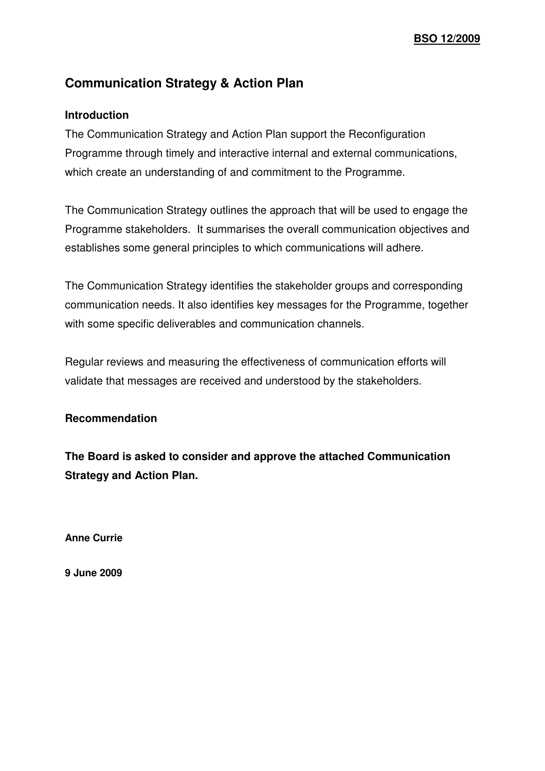**BSO 12/2009**

# Communication Strategy & Action Plan

### Introduction

The Communication Strategy and Action Plan support the Reconfiguration Programme through timely and interactive internal and external communications, which create an understanding of and commitment to the Programme.

The Communication Strategy outlines the approach that will be used to engage the Programme stakeholders. It summarises the overall communication objectives and establishes some general principles to which communications will adhere.

The Communication Strategy identifies the stakeholder groups and corresponding communication needs. It also identifies key messages for the Programme, together with some specific deliverables and communication channels.

Regular reviews and measuring the effectiveness of communication efforts will validate that messages are received and understood by the stakeholders.

### Recommendation

**The Board is asked to consider and approve the attached Communication Strategy and Action Plan.**

**Anne Currie**

**9 June 2009**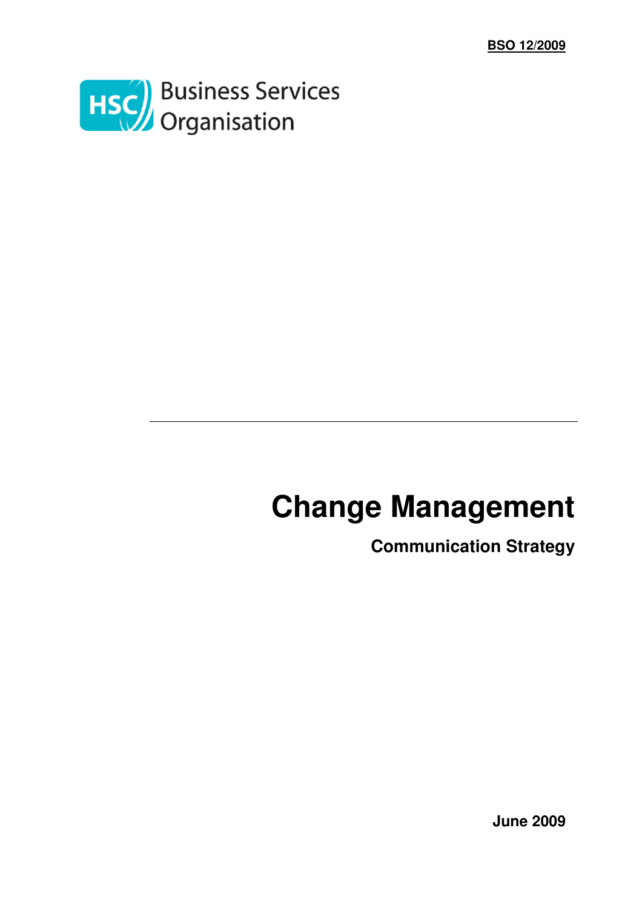**BSO 12/2009**

Business Services Organisation

---

# Change Management

## Communication Strategy

**June 2009**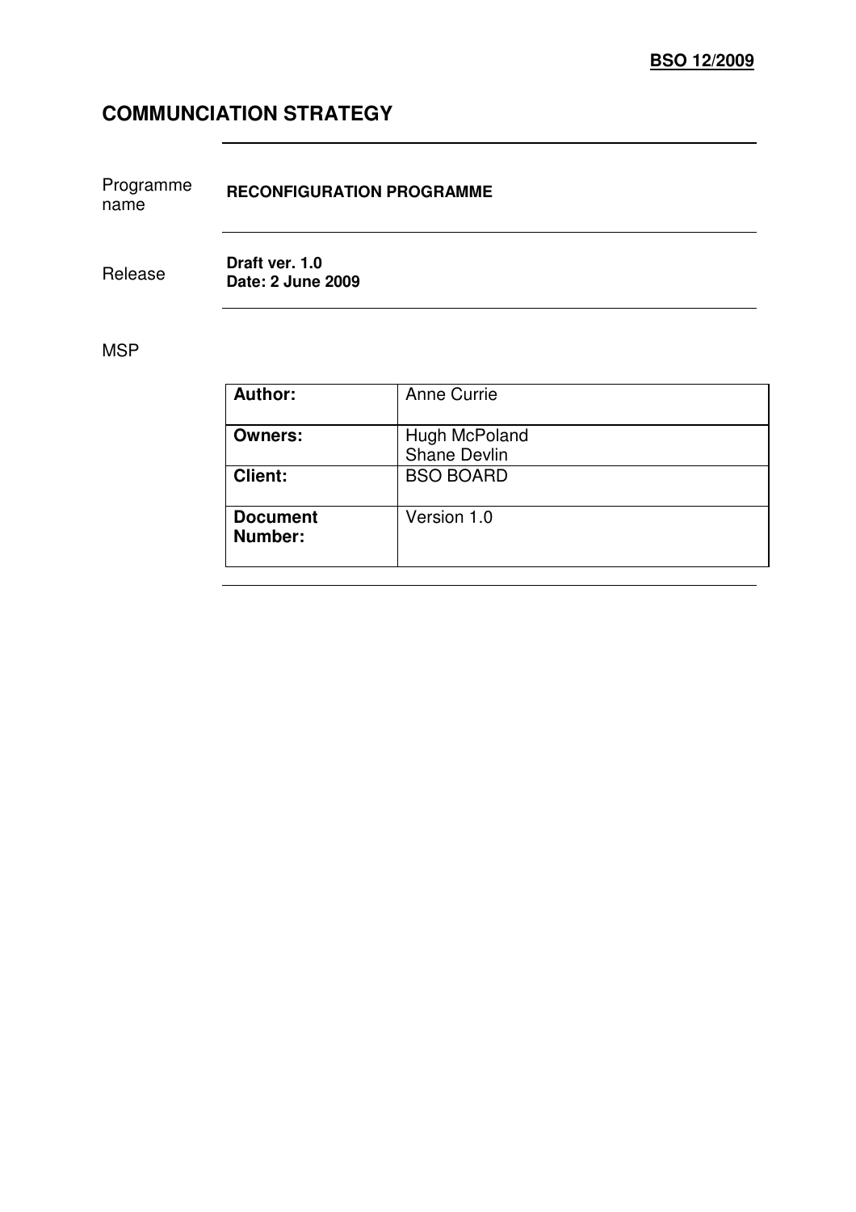**BSO 12/2009**

# COMMUNCIATION STRATEGY

| | |
|---|---|
| Programme name | **RECONFIGURATION PROGRAMME** |
| Release | **Draft ver. 1.0**<br>**Date: 2 June 2009** |

MSP

| | |
|---|---|
| **Author:** | Anne Currie |
| **Owners:** | Hugh McPoland<br>Shane Devlin |
| **Client:** | BSO BOARD |
| **Document Number:** | Version 1.0 |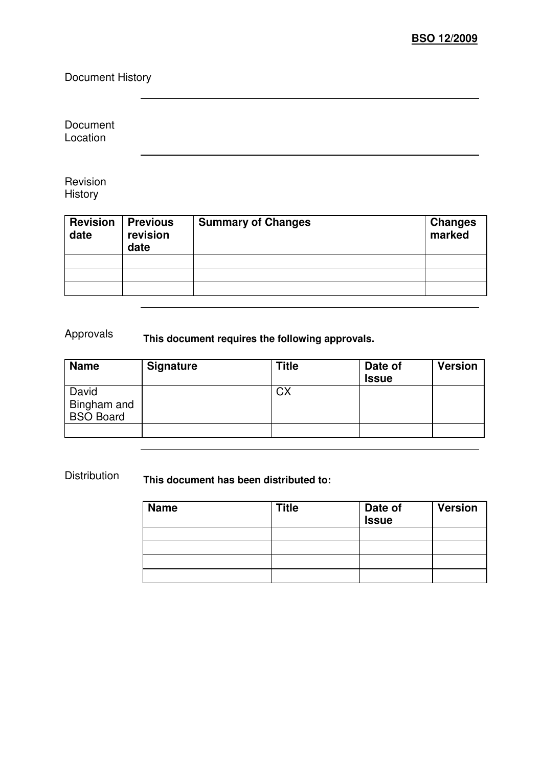**BSO 12/2009**

Document History

Document Location

Revision History

| Revision date | Previous revision date | Summary of Changes | Changes marked |
|---|---|---|---|
| | | | |
| | | | |
| | | | |

Approvals

**This document requires the following approvals.**

| Name | Signature | Title | Date of Issue | Version |
|---|---|---|---|---|
| David Bingham and BSO Board | | CX | | |
| | | | | |

Distribution

**This document has been distributed to:**

| Name | Title | Date of Issue | Version |
|---|---|---|---|
| | | | |
| | | | |
| | | | |
| | | | |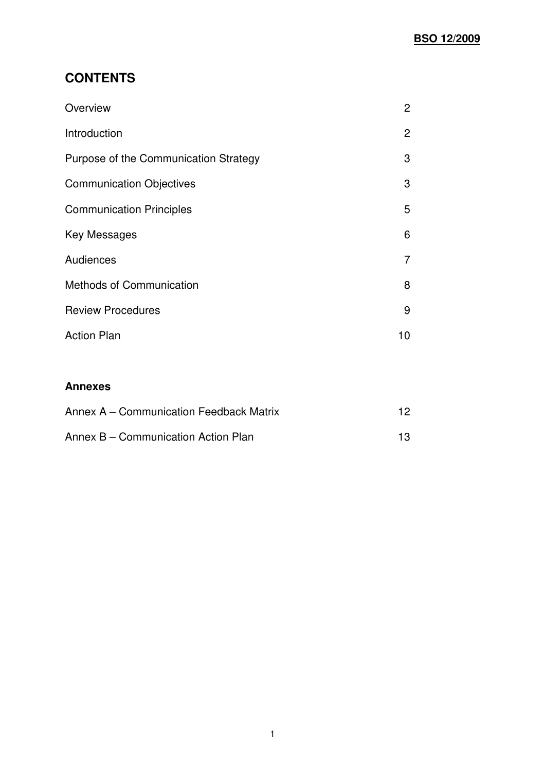## CONTENTS

| | |
|---|---|
| Overview | 2 |
| Introduction | 2 |
| Purpose of the Communication Strategy | 3 |
| Communication Objectives | 3 |
| Communication Principles | 5 |
| Key Messages | 6 |
| Audiences | 7 |
| Methods of Communication | 8 |
| Review Procedures | 9 |
| Action Plan | 10 |

**Annexes**

| | |
|---|---|
| Annex A – Communication Feedback Matrix | 12 |
| Annex B – Communication Action Plan | 13 |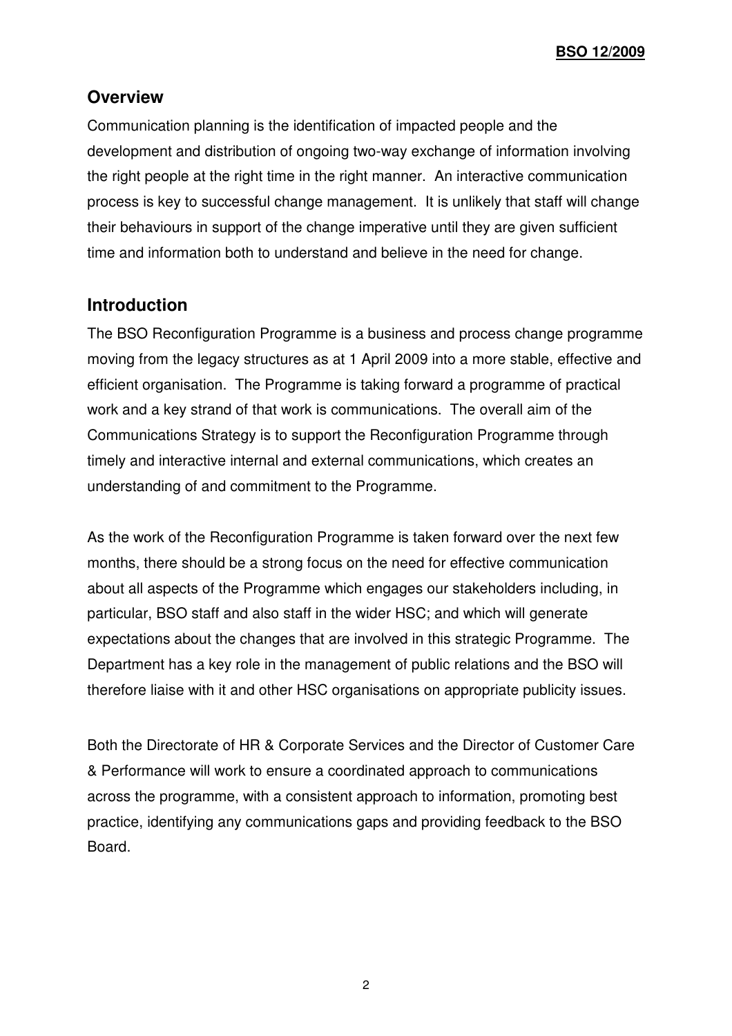## Overview

Communication planning is the identification of impacted people and the development and distribution of ongoing two-way exchange of information involving the right people at the right time in the right manner. An interactive communication process is key to successful change management. It is unlikely that staff will change their behaviours in support of the change imperative until they are given sufficient time and information both to understand and believe in the need for change.

## Introduction

The BSO Reconfiguration Programme is a business and process change programme moving from the legacy structures as at 1 April 2009 into a more stable, effective and efficient organisation. The Programme is taking forward a programme of practical work and a key strand of that work is communications. The overall aim of the Communications Strategy is to support the Reconfiguration Programme through timely and interactive internal and external communications, which creates an understanding of and commitment to the Programme.

As the work of the Reconfiguration Programme is taken forward over the next few months, there should be a strong focus on the need for effective communication about all aspects of the Programme which engages our stakeholders including, in particular, BSO staff and also staff in the wider HSC; and which will generate expectations about the changes that are involved in this strategic Programme. The Department has a key role in the management of public relations and the BSO will therefore liaise with it and other HSC organisations on appropriate publicity issues.

Both the Directorate of HR & Corporate Services and the Director of Customer Care & Performance will work to ensure a coordinated approach to communications across the programme, with a consistent approach to information, promoting best practice, identifying any communications gaps and providing feedback to the BSO Board.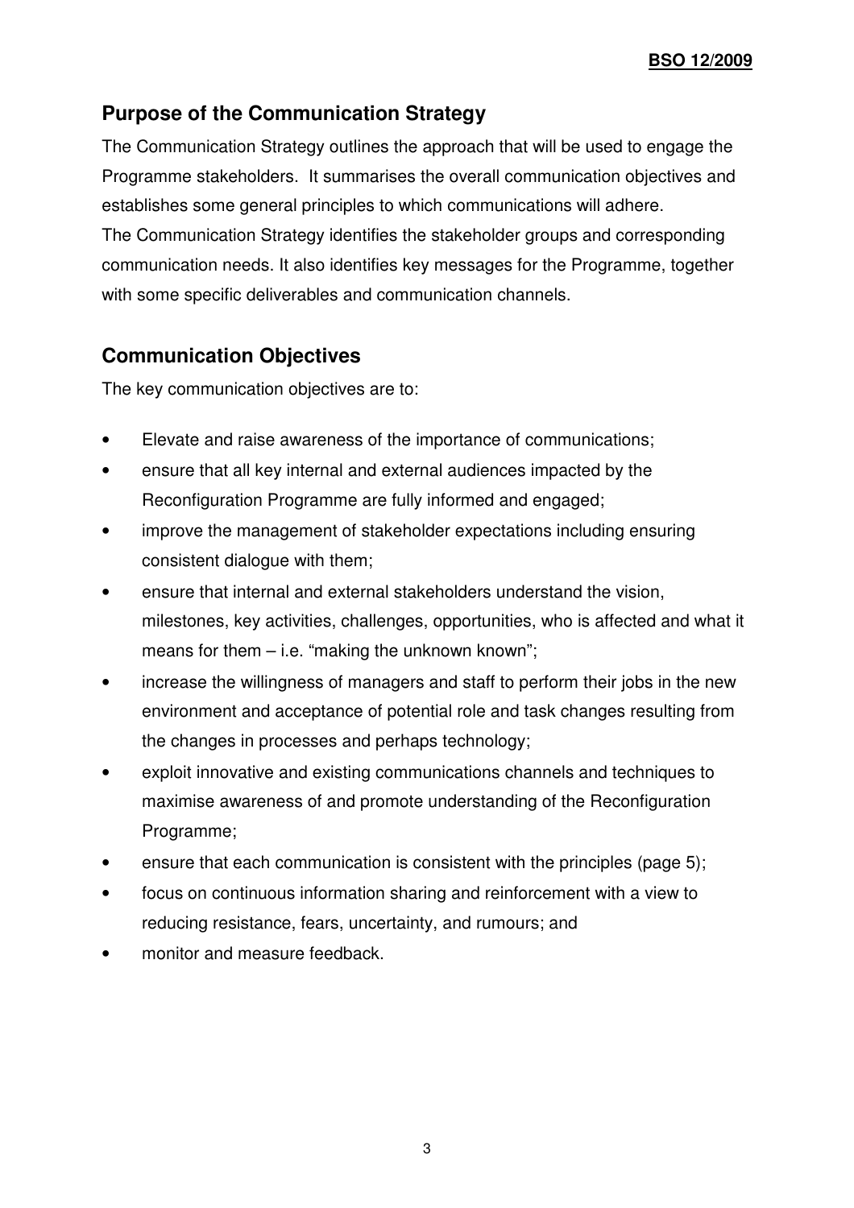## Purpose of the Communication Strategy

The Communication Strategy outlines the approach that will be used to engage the Programme stakeholders. It summarises the overall communication objectives and establishes some general principles to which communications will adhere.
The Communication Strategy identifies the stakeholder groups and corresponding communication needs. It also identifies key messages for the Programme, together with some specific deliverables and communication channels.

## Communication Objectives

The key communication objectives are to:

- Elevate and raise awareness of the importance of communications;
- ensure that all key internal and external audiences impacted by the Reconfiguration Programme are fully informed and engaged;
- improve the management of stakeholder expectations including ensuring consistent dialogue with them;
- ensure that internal and external stakeholders understand the vision, milestones, key activities, challenges, opportunities, who is affected and what it means for them – i.e. "making the unknown known";
- increase the willingness of managers and staff to perform their jobs in the new environment and acceptance of potential role and task changes resulting from the changes in processes and perhaps technology;
- exploit innovative and existing communications channels and techniques to maximise awareness of and promote understanding of the Reconfiguration Programme;
- ensure that each communication is consistent with the principles (page 5);
- focus on continuous information sharing and reinforcement with a view to reducing resistance, fears, uncertainty, and rumours; and
- monitor and measure feedback.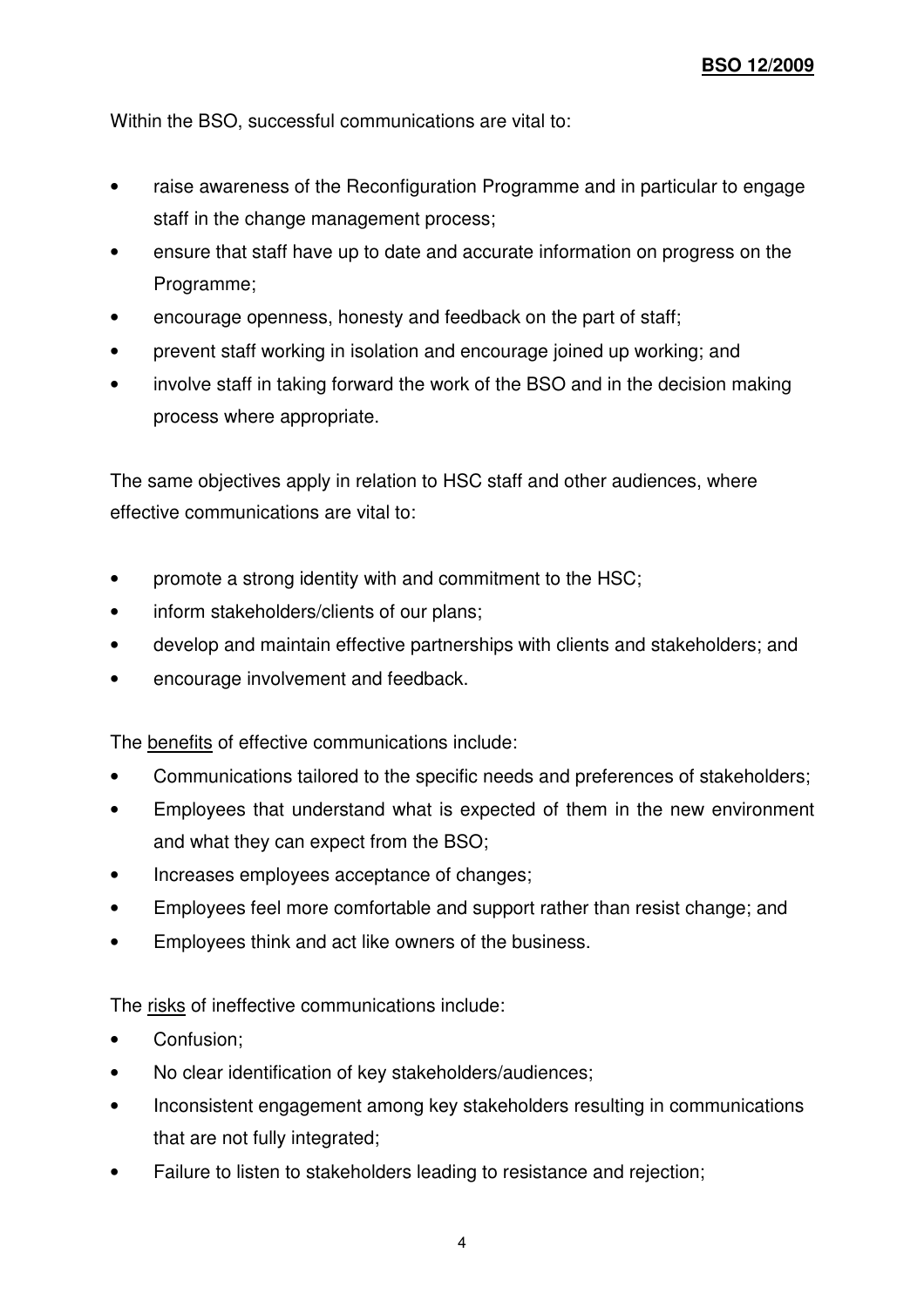Within the BSO, successful communications are vital to:

- raise awareness of the Reconfiguration Programme and in particular to engage staff in the change management process;
- ensure that staff have up to date and accurate information on progress on the Programme;
- encourage openness, honesty and feedback on the part of staff;
- prevent staff working in isolation and encourage joined up working; and
- involve staff in taking forward the work of the BSO and in the decision making process where appropriate.

The same objectives apply in relation to HSC staff and other audiences, where effective communications are vital to:

- promote a strong identity with and commitment to the HSC;
- inform stakeholders/clients of our plans;
- develop and maintain effective partnerships with clients and stakeholders; and
- encourage involvement and feedback.

The <u>benefits</u> of effective communications include:

- Communications tailored to the specific needs and preferences of stakeholders;
- Employees that understand what is expected of them in the new environment and what they can expect from the BSO;
- Increases employees acceptance of changes;
- Employees feel more comfortable and support rather than resist change; and
- Employees think and act like owners of the business.

The <u>risks</u> of ineffective communications include:

- Confusion;
- No clear identification of key stakeholders/audiences;
- Inconsistent engagement among key stakeholders resulting in communications that are not fully integrated;
- Failure to listen to stakeholders leading to resistance and rejection;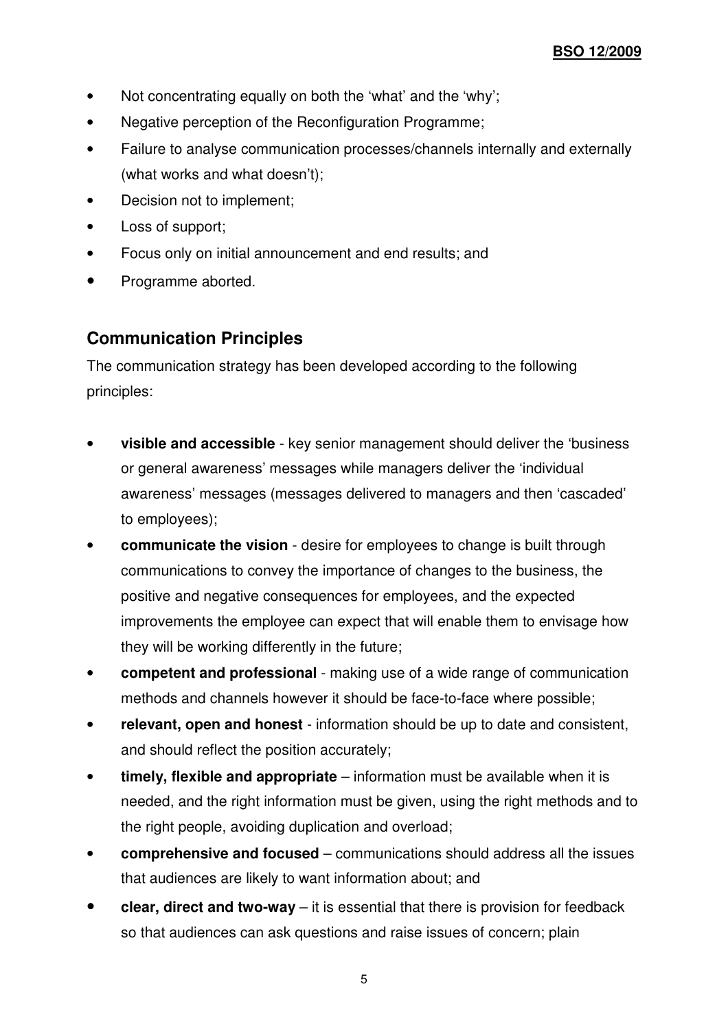- Not concentrating equally on both the 'what' and the 'why';
- Negative perception of the Reconfiguration Programme;
- Failure to analyse communication processes/channels internally and externally (what works and what doesn't);
- Decision not to implement;
- Loss of support;
- Focus only on initial announcement and end results; and
- Programme aborted.

## Communication Principles

The communication strategy has been developed according to the following principles:

- **visible and accessible** - key senior management should deliver the 'business or general awareness' messages while managers deliver the 'individual awareness' messages (messages delivered to managers and then 'cascaded' to employees);
- **communicate the vision** - desire for employees to change is built through communications to convey the importance of changes to the business, the positive and negative consequences for employees, and the expected improvements the employee can expect that will enable them to envisage how they will be working differently in the future;
- **competent and professional** - making use of a wide range of communication methods and channels however it should be face-to-face where possible;
- **relevant, open and honest** - information should be up to date and consistent, and should reflect the position accurately;
- **timely, flexible and appropriate** – information must be available when it is needed, and the right information must be given, using the right methods and to the right people, avoiding duplication and overload;
- **comprehensive and focused** – communications should address all the issues that audiences are likely to want information about; and
- **clear, direct and two-way** – it is essential that there is provision for feedback so that audiences can ask questions and raise issues of concern; plain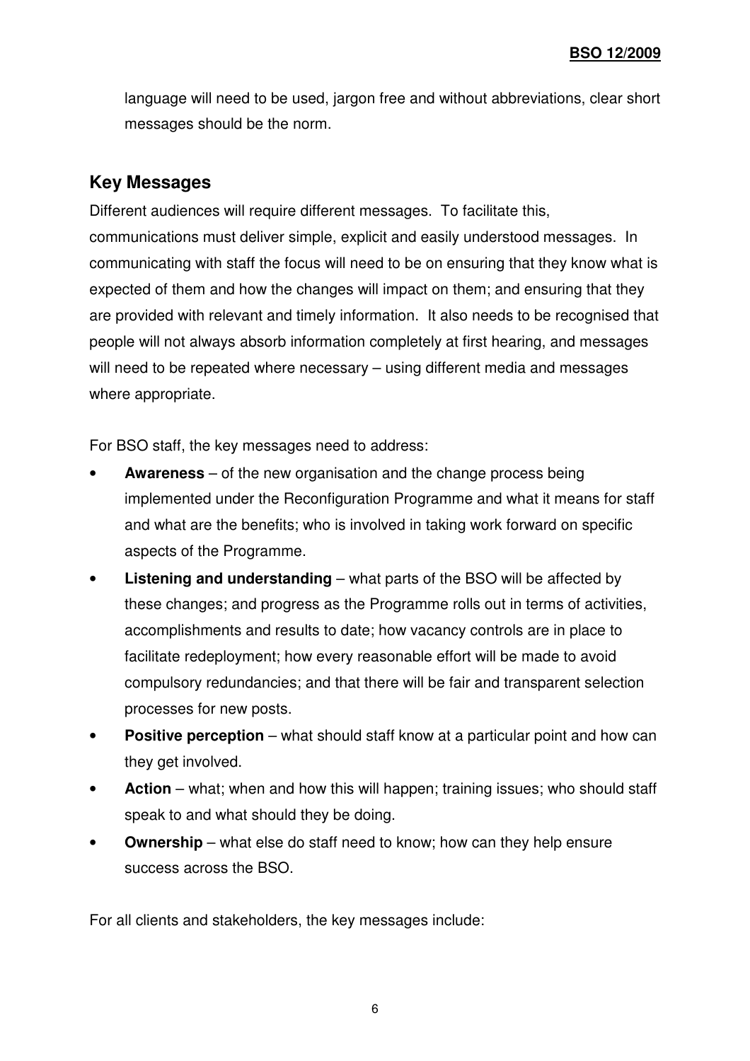language will need to be used, jargon free and without abbreviations, clear short messages should be the norm.

## Key Messages

Different audiences will require different messages. To facilitate this, communications must deliver simple, explicit and easily understood messages. In communicating with staff the focus will need to be on ensuring that they know what is expected of them and how the changes will impact on them; and ensuring that they are provided with relevant and timely information. It also needs to be recognised that people will not always absorb information completely at first hearing, and messages will need to be repeated where necessary – using different media and messages where appropriate.

For BSO staff, the key messages need to address:

- **Awareness** – of the new organisation and the change process being implemented under the Reconfiguration Programme and what it means for staff and what are the benefits; who is involved in taking work forward on specific aspects of the Programme.
- **Listening and understanding** – what parts of the BSO will be affected by these changes; and progress as the Programme rolls out in terms of activities, accomplishments and results to date; how vacancy controls are in place to facilitate redeployment; how every reasonable effort will be made to avoid compulsory redundancies; and that there will be fair and transparent selection processes for new posts.
- **Positive perception** – what should staff know at a particular point and how can they get involved.
- **Action** – what; when and how this will happen; training issues; who should staff speak to and what should they be doing.
- **Ownership** – what else do staff need to know; how can they help ensure success across the BSO.

For all clients and stakeholders, the key messages include: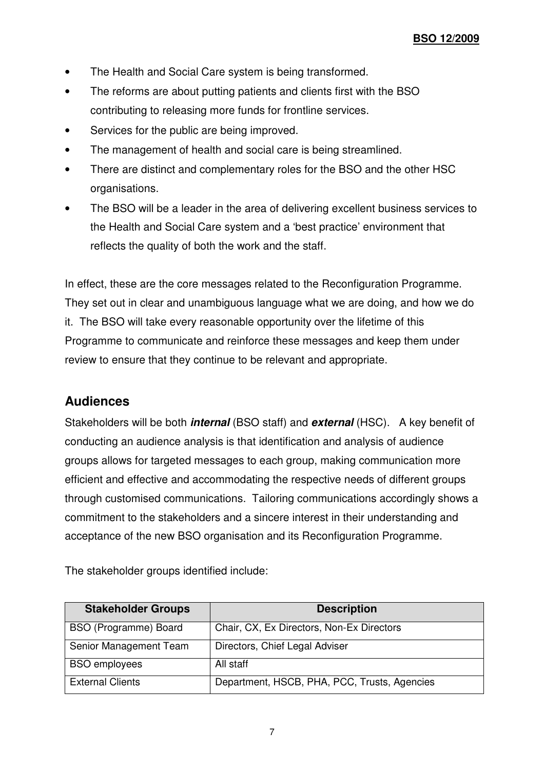- The Health and Social Care system is being transformed.
- The reforms are about putting patients and clients first with the BSO contributing to releasing more funds for frontline services.
- Services for the public are being improved.
- The management of health and social care is being streamlined.
- There are distinct and complementary roles for the BSO and the other HSC organisations.
- The BSO will be a leader in the area of delivering excellent business services to the Health and Social Care system and a 'best practice' environment that reflects the quality of both the work and the staff.

In effect, these are the core messages related to the Reconfiguration Programme. They set out in clear and unambiguous language what we are doing, and how we do it. The BSO will take every reasonable opportunity over the lifetime of this Programme to communicate and reinforce these messages and keep them under review to ensure that they continue to be relevant and appropriate.

## Audiences

Stakeholders will be both ***internal*** (BSO staff) and ***external*** (HSC). A key benefit of conducting an audience analysis is that identification and analysis of audience groups allows for targeted messages to each group, making communication more efficient and effective and accommodating the respective needs of different groups through customised communications. Tailoring communications accordingly shows a commitment to the stakeholders and a sincere interest in their understanding and acceptance of the new BSO organisation and its Reconfiguration Programme.

The stakeholder groups identified include:

| Stakeholder Groups | Description |
|---|---|
| BSO (Programme) Board | Chair, CX, Ex Directors, Non-Ex Directors |
| Senior Management Team | Directors, Chief Legal Adviser |
| BSO employees | All staff |
| External Clients | Department, HSCB, PHA, PCC, Trusts, Agencies |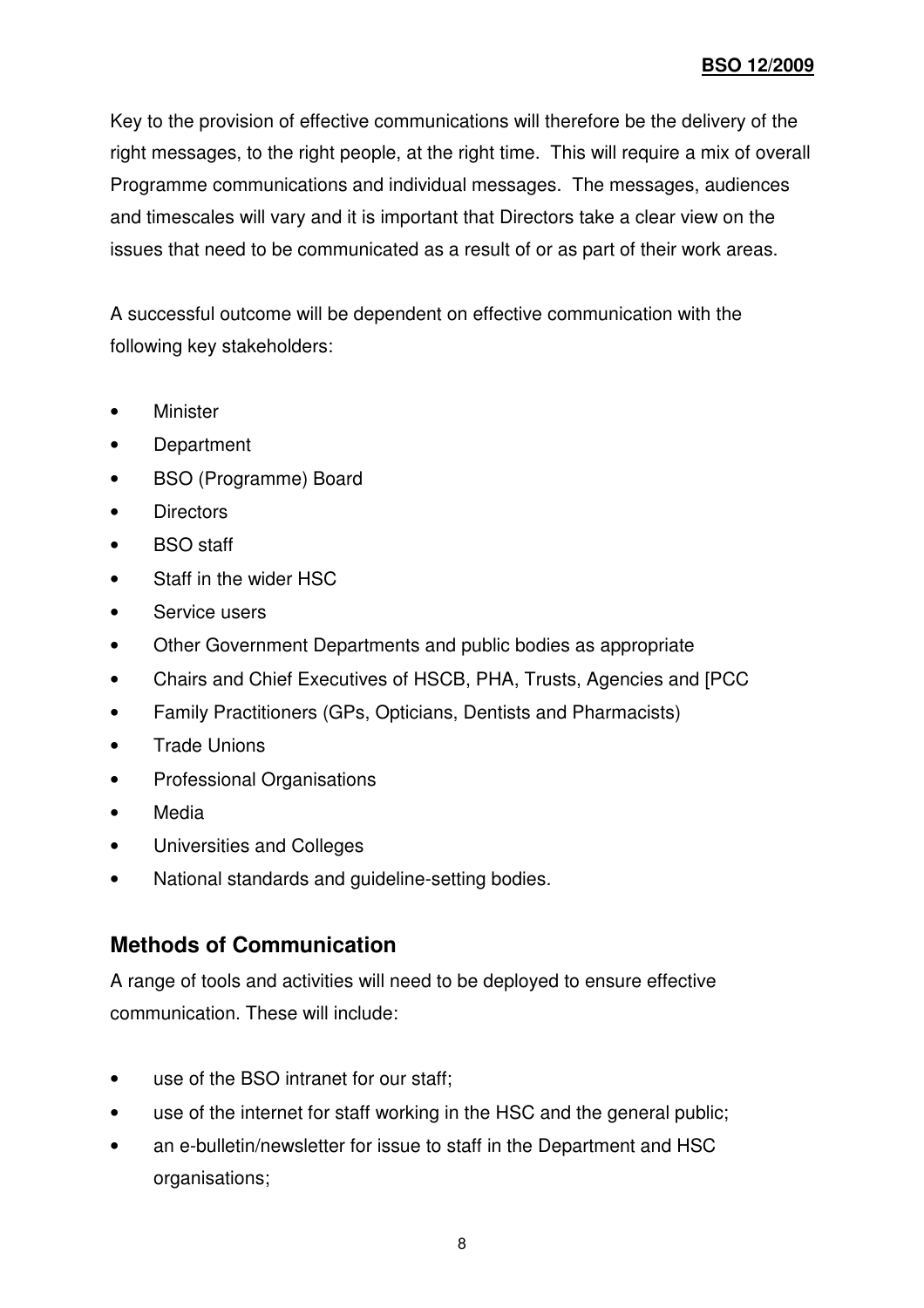Key to the provision of effective communications will therefore be the delivery of the right messages, to the right people, at the right time. This will require a mix of overall Programme communications and individual messages. The messages, audiences and timescales will vary and it is important that Directors take a clear view on the issues that need to be communicated as a result of or as part of their work areas.

A successful outcome will be dependent on effective communication with the following key stakeholders:

- Minister
- Department
- BSO (Programme) Board
- Directors
- BSO staff
- Staff in the wider HSC
- Service users
- Other Government Departments and public bodies as appropriate
- Chairs and Chief Executives of HSCB, PHA, Trusts, Agencies and [PCC
- Family Practitioners (GPs, Opticians, Dentists and Pharmacists)
- Trade Unions
- Professional Organisations
- Media
- Universities and Colleges
- National standards and guideline-setting bodies.

## Methods of Communication

A range of tools and activities will need to be deployed to ensure effective communication. These will include:

- use of the BSO intranet for our staff;
- use of the internet for staff working in the HSC and the general public;
- an e-bulletin/newsletter for issue to staff in the Department and HSC organisations;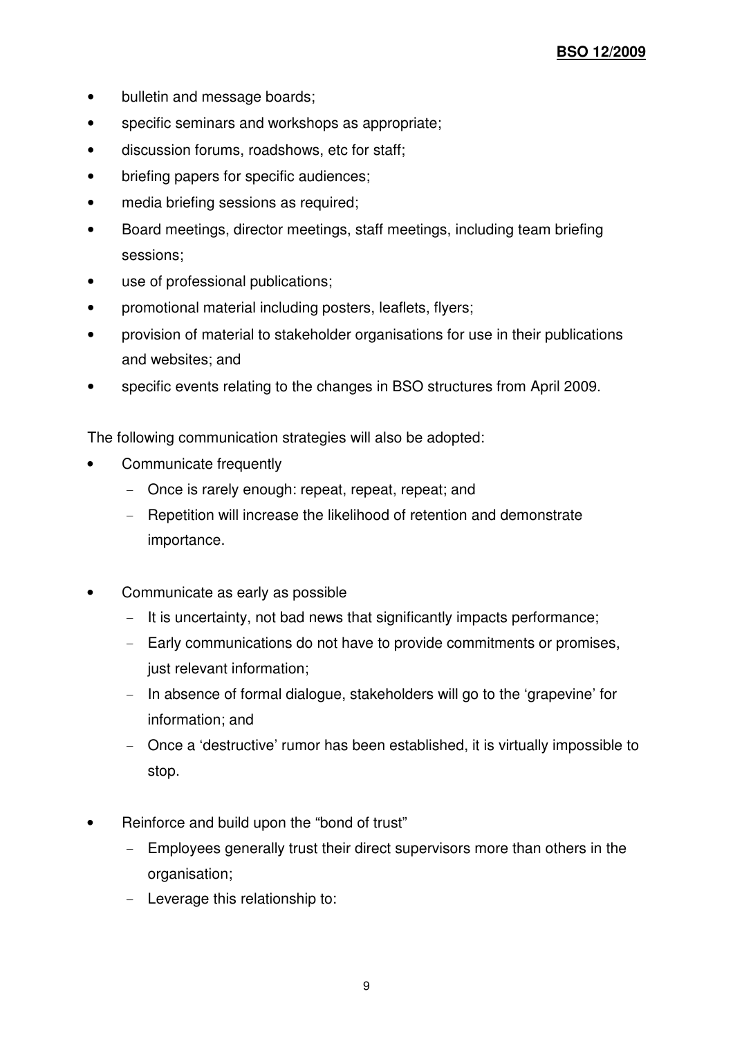- bulletin and message boards;
- specific seminars and workshops as appropriate;
- discussion forums, roadshows, etc for staff;
- briefing papers for specific audiences;
- media briefing sessions as required;
- Board meetings, director meetings, staff meetings, including team briefing sessions;
- use of professional publications;
- promotional material including posters, leaflets, flyers;
- provision of material to stakeholder organisations for use in their publications and websites; and
- specific events relating to the changes in BSO structures from April 2009.

The following communication strategies will also be adopted:

- Communicate frequently
  - Once is rarely enough: repeat, repeat, repeat; and
  - Repetition will increase the likelihood of retention and demonstrate importance.

- Communicate as early as possible
  - It is uncertainty, not bad news that significantly impacts performance;
  - Early communications do not have to provide commitments or promises, just relevant information;
  - In absence of formal dialogue, stakeholders will go to the 'grapevine' for information; and
  - Once a 'destructive' rumor has been established, it is virtually impossible to stop.

- Reinforce and build upon the "bond of trust"
  - Employees generally trust their direct supervisors more than others in the organisation;
  - Leverage this relationship to: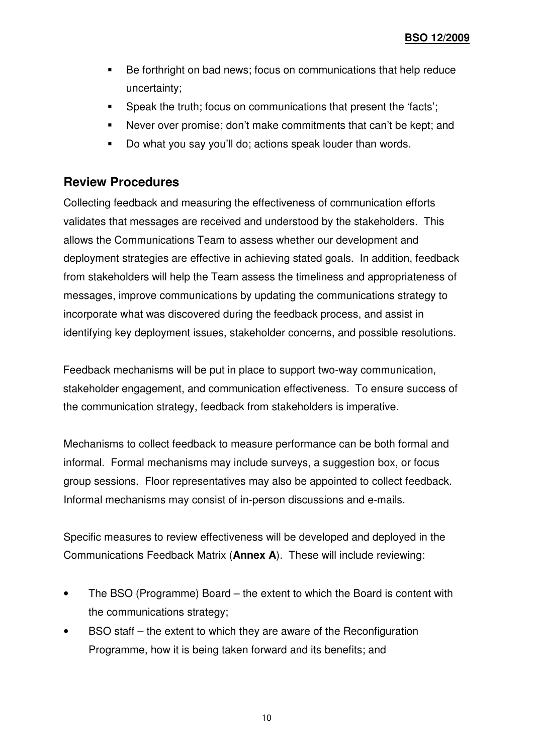- Be forthright on bad news; focus on communications that help reduce uncertainty;
- Speak the truth; focus on communications that present the 'facts';
- Never over promise; don't make commitments that can't be kept; and
- Do what you say you'll do; actions speak louder than words.

## Review Procedures

Collecting feedback and measuring the effectiveness of communication efforts validates that messages are received and understood by the stakeholders. This allows the Communications Team to assess whether our development and deployment strategies are effective in achieving stated goals. In addition, feedback from stakeholders will help the Team assess the timeliness and appropriateness of messages, improve communications by updating the communications strategy to incorporate what was discovered during the feedback process, and assist in identifying key deployment issues, stakeholder concerns, and possible resolutions.

Feedback mechanisms will be put in place to support two-way communication, stakeholder engagement, and communication effectiveness. To ensure success of the communication strategy, feedback from stakeholders is imperative.

Mechanisms to collect feedback to measure performance can be both formal and informal. Formal mechanisms may include surveys, a suggestion box, or focus group sessions. Floor representatives may also be appointed to collect feedback. Informal mechanisms may consist of in-person discussions and e-mails.

Specific measures to review effectiveness will be developed and deployed in the Communications Feedback Matrix (**Annex A**). These will include reviewing:

- The BSO (Programme) Board – the extent to which the Board is content with the communications strategy;
- BSO staff – the extent to which they are aware of the Reconfiguration Programme, how it is being taken forward and its benefits; and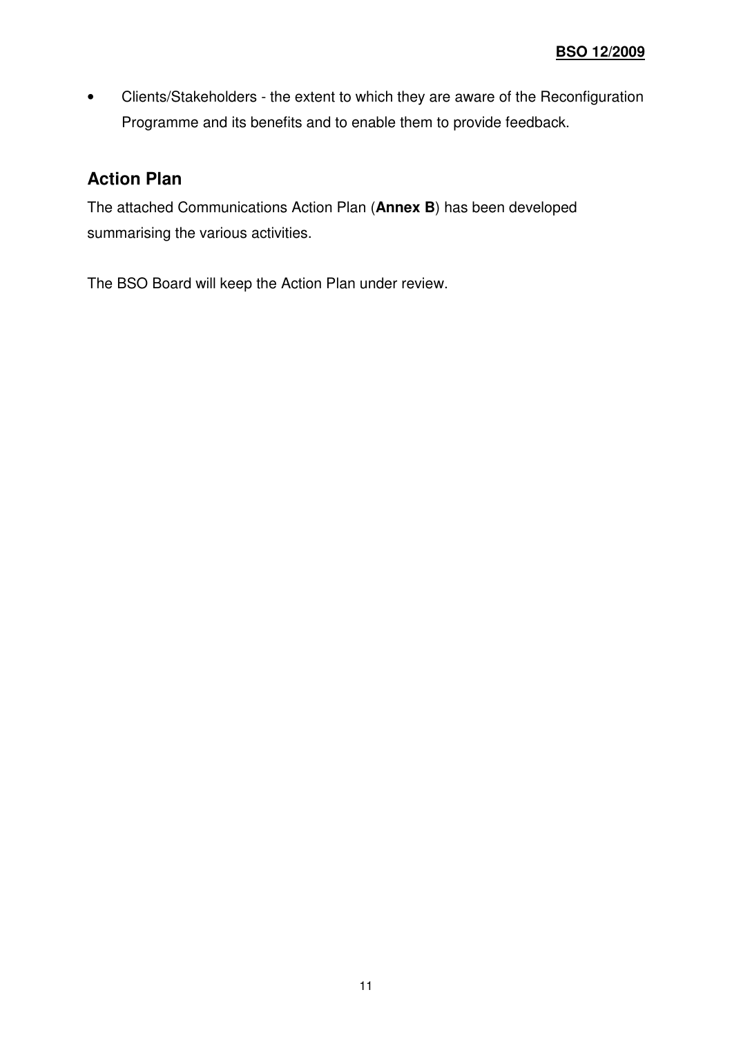- Clients/Stakeholders - the extent to which they are aware of the Reconfiguration Programme and its benefits and to enable them to provide feedback.

## Action Plan

The attached Communications Action Plan (**Annex B**) has been developed summarising the various activities.

The BSO Board will keep the Action Plan under review.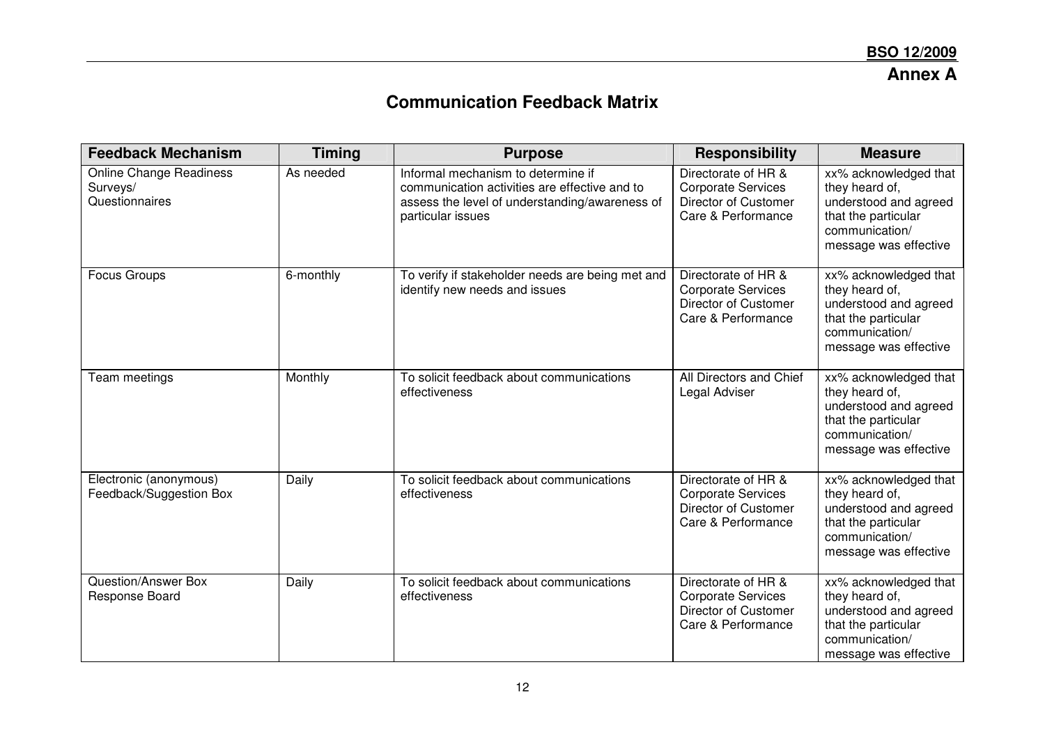**Annex A**

# Communication Feedback Matrix

| Feedback Mechanism | Timing | Purpose | Responsibility | Measure |
|---|---|---|---|---|
| Online Change Readiness Surveys/ Questionnaires | As needed | Informal mechanism to determine if communication activities are effective and to assess the level of understanding/awareness of particular issues | Directorate of HR & Corporate Services Director of Customer Care & Performance | xx% acknowledged that they heard of, understood and agreed that the particular communication/ message was effective |
| Focus Groups | 6-monthly | To verify if stakeholder needs are being met and identify new needs and issues | Directorate of HR & Corporate Services Director of Customer Care & Performance | xx% acknowledged that they heard of, understood and agreed that the particular communication/ message was effective |
| Team meetings | Monthly | To solicit feedback about communications effectiveness | All Directors and Chief Legal Adviser | xx% acknowledged that they heard of, understood and agreed that the particular communication/ message was effective |
| Electronic (anonymous) Feedback/Suggestion Box | Daily | To solicit feedback about communications effectiveness | Directorate of HR & Corporate Services Director of Customer Care & Performance | xx% acknowledged that they heard of, understood and agreed that the particular communication/ message was effective |
| Question/Answer Box Response Board | Daily | To solicit feedback about communications effectiveness | Directorate of HR & Corporate Services Director of Customer Care & Performance | xx% acknowledged that they heard of, understood and agreed that the particular communication/ message was effective |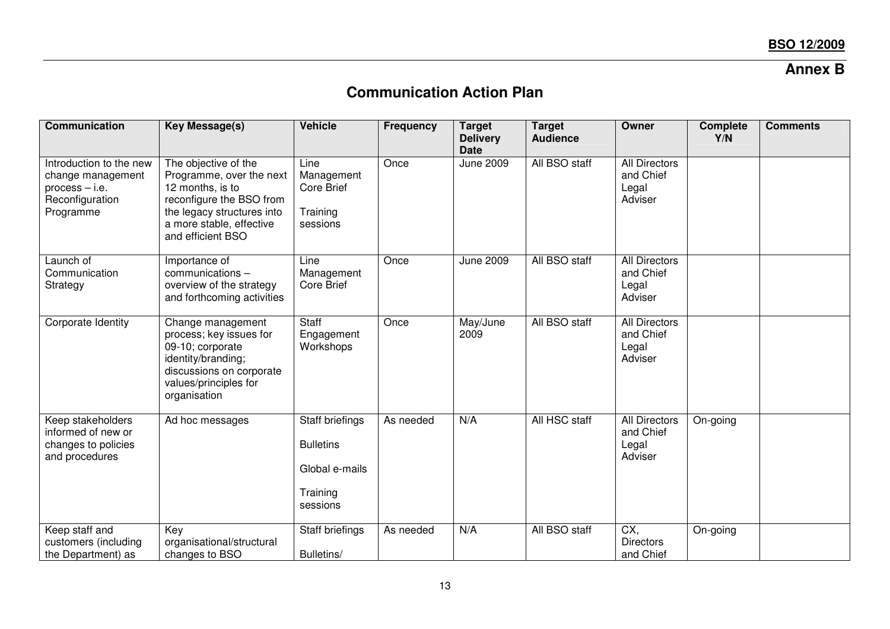**Annex B**

## Communication Action Plan

| Communication | Key Message(s) | Vehicle | Frequency | Target Delivery Date | Target Audience | Owner | Complete Y/N | Comments |
|---|---|---|---|---|---|---|---|---|
| Introduction to the new change management process – i.e. Reconfiguration Programme | The objective of the Programme, over the next 12 months, is to reconfigure the BSO from the legacy structures into a more stable, effective and efficient BSO | Line Management Core Brief<br><br>Training sessions | Once | June 2009 | All BSO staff | All Directors and Chief Legal Adviser | | |
| Launch of Communication Strategy | Importance of communications – overview of the strategy and forthcoming activities | Line Management Core Brief | Once | June 2009 | All BSO staff | All Directors and Chief Legal Adviser | | |
| Corporate Identity | Change management process; key issues for 09-10; corporate identity/branding; discussions on corporate values/principles for organisation | Staff Engagement Workshops | Once | May/June 2009 | All BSO staff | All Directors and Chief Legal Adviser | | |
| Keep stakeholders informed of new or changes to policies and procedures | Ad hoc messages | Staff briefings<br><br>Bulletins<br><br>Global e-mails<br><br>Training sessions | As needed | N/A | All HSC staff | All Directors and Chief Legal Adviser | On-going | |
| Keep staff and customers (including the Department) as | Key organisational/structural changes to BSO | Staff briefings<br><br>Bulletins/ | As needed | N/A | All BSO staff | CX, Directors and Chief | On-going | |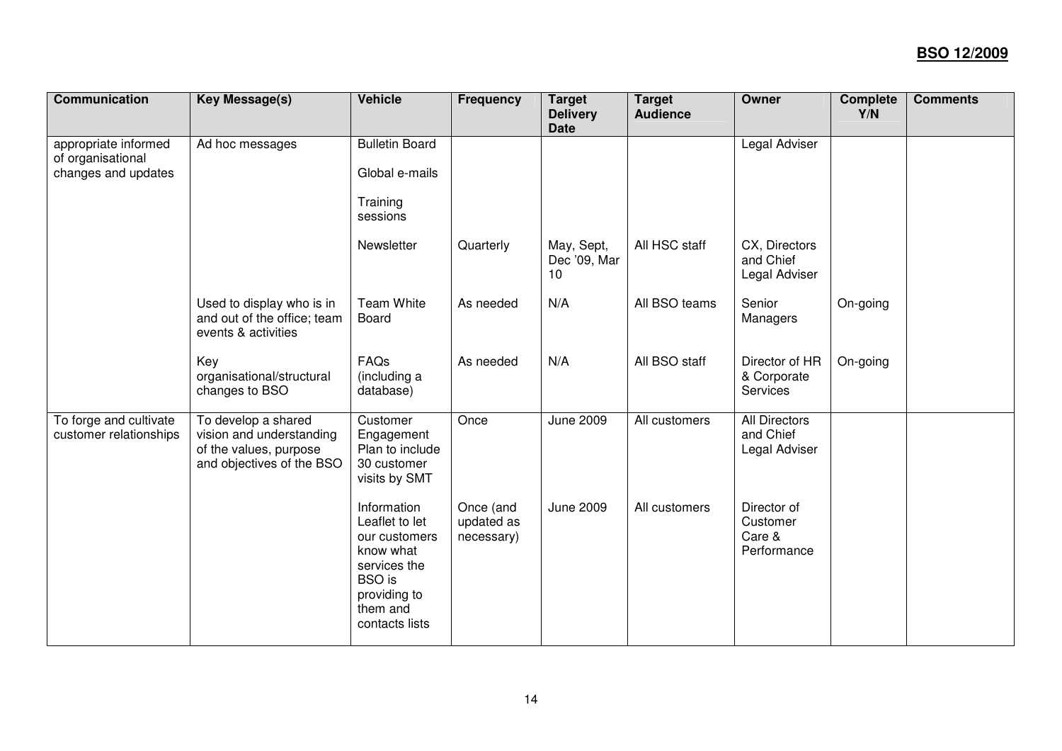| Communication | Key Message(s) | Vehicle | Frequency | Target Delivery Date | Target Audience | Owner | Complete Y/N | Comments |
|---|---|---|---|---|---|---|---|---|
| appropriate informed of organisational changes and updates | Ad hoc messages | Bulletin Board<br><br>Global e-mails<br><br>Training sessions | | | | Legal Adviser | | |
| | | Newsletter | Quarterly | May, Sept, Dec '09, Mar 10 | All HSC staff | CX, Directors and Chief Legal Adviser | | |
| | Used to display who is in and out of the office; team events & activities | Team White Board | As needed | N/A | All BSO teams | Senior Managers | On-going | |
| | Key organisational/structural changes to BSO | FAQs (including a database) | As needed | N/A | All BSO staff | Director of HR & Corporate Services | On-going | |
| To forge and cultivate customer relationships | To develop a shared vision and understanding of the values, purpose and objectives of the BSO | Customer Engagement Plan to include 30 customer visits by SMT | Once | June 2009 | All customers | All Directors and Chief Legal Adviser | | |
| | | Information Leaflet to let our customers know what services the BSO is providing to them and contacts lists | Once (and updated as necessary) | June 2009 | All customers | Director of Customer Care & Performance | | |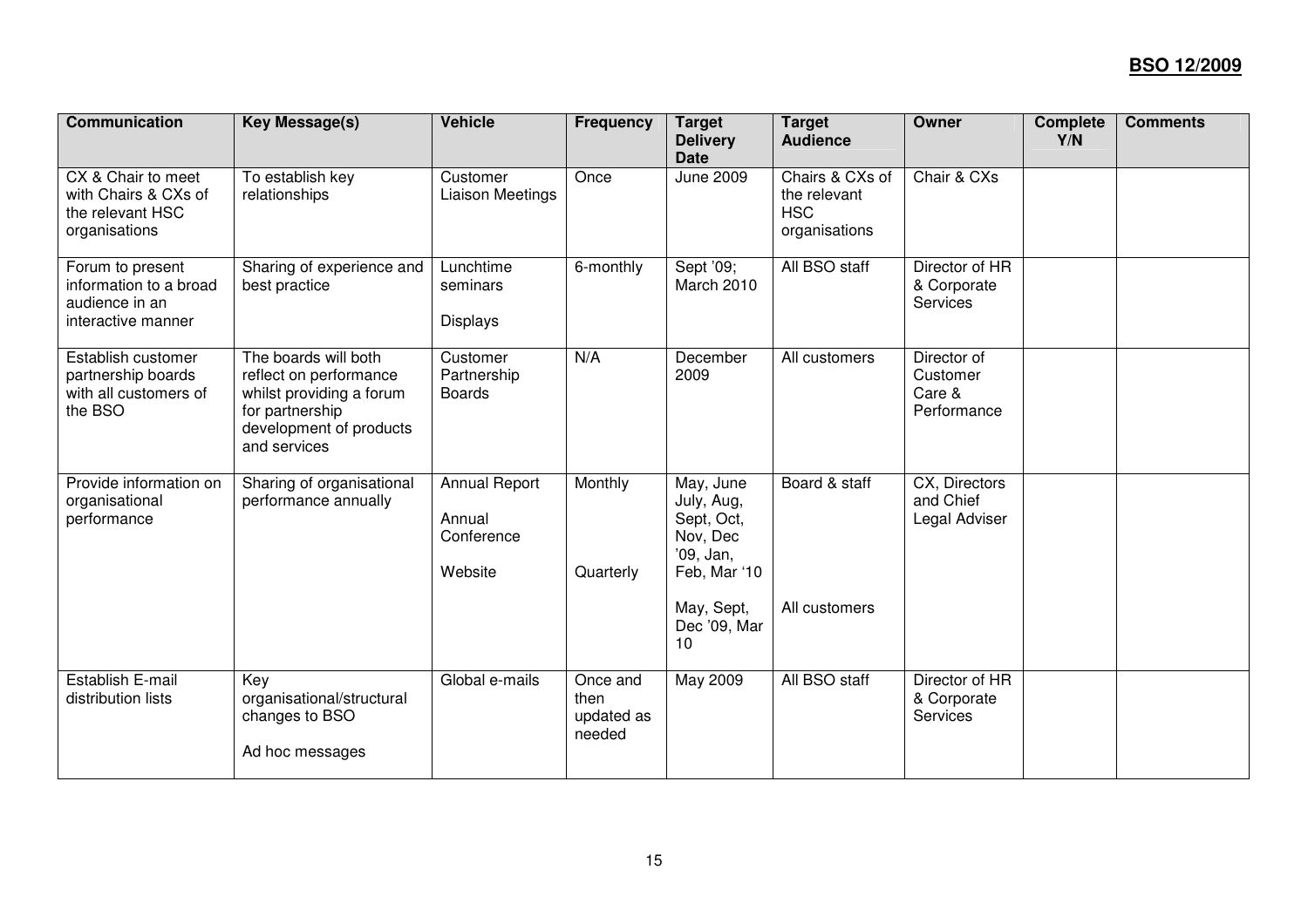| Communication | Key Message(s) | Vehicle | Frequency | Target Delivery Date | Target Audience | Owner | Complete Y/N | Comments |
|---|---|---|---|---|---|---|---|---|
| CX & Chair to meet with Chairs & CXs of the relevant HSC organisations | To establish key relationships | Customer Liaison Meetings | Once | June 2009 | Chairs & CXs of the relevant HSC organisations | Chair & CXs | | |
| Forum to present information to a broad audience in an interactive manner | Sharing of experience and best practice | Lunchtime seminars<br><br>Displays | 6-monthly | Sept '09; March 2010 | All BSO staff | Director of HR & Corporate Services | | |
| Establish customer partnership boards with all customers of the BSO | The boards will both reflect on performance whilst providing a forum for partnership development of products and services | Customer Partnership Boards | N/A | December 2009 | All customers | Director of Customer Care & Performance | | |
| Provide information on organisational performance | Sharing of organisational performance annually | Annual Report<br><br>Annual Conference<br><br>Website | Monthly<br><br>Quarterly | May, June July, Aug, Sept, Oct, Nov, Dec '09, Jan, Feb, Mar '10<br><br>May, Sept, Dec '09, Mar 10 | Board & staff<br><br>All customers | CX, Directors and Chief Legal Adviser | | |
| Establish E-mail distribution lists | Key organisational/structural changes to BSO<br><br>Ad hoc messages | Global e-mails | Once and then updated as needed | May 2009 | All BSO staff | Director of HR & Corporate Services | | |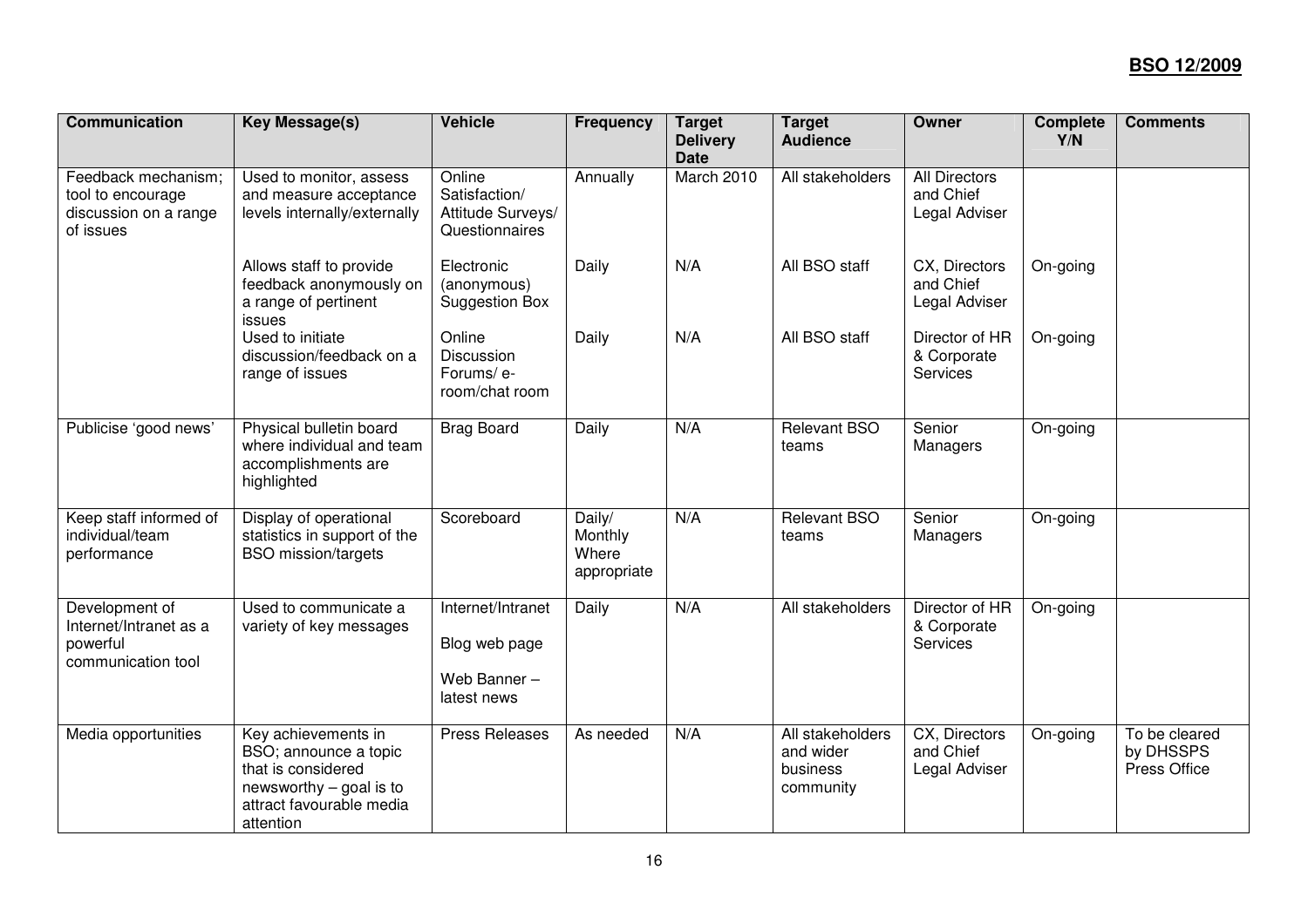| Communication | Key Message(s) | Vehicle | Frequency | Target Delivery Date | Target Audience | Owner | Complete Y/N | Comments |
|---|---|---|---|---|---|---|---|---|
| Feedback mechanism; tool to encourage discussion on a range of issues | Used to monitor, assess and measure acceptance levels internally/externally | Online Satisfaction/ Attitude Surveys/ Questionnaires | Annually | March 2010 | All stakeholders | All Directors and Chief Legal Adviser | | |
| | Allows staff to provide feedback anonymously on a range of pertinent issues | Electronic (anonymous) Suggestion Box | Daily | N/A | All BSO staff | CX, Directors and Chief Legal Adviser | On-going | |
| | Used to initiate discussion/feedback on a range of issues | Online Discussion Forums/ e-room/chat room | Daily | N/A | All BSO staff | Director of HR & Corporate Services | On-going | |
| Publicise 'good news' | Physical bulletin board where individual and team accomplishments are highlighted | Brag Board | Daily | N/A | Relevant BSO teams | Senior Managers | On-going | |
| Keep staff informed of individual/team performance | Display of operational statistics in support of the BSO mission/targets | Scoreboard | Daily/ Monthly Where appropriate | N/A | Relevant BSO teams | Senior Managers | On-going | |
| Development of Internet/Intranet as a powerful communication tool | Used to communicate a variety of key messages | Internet/Intranet<br><br>Blog web page<br><br>Web Banner – latest news | Daily | N/A | All stakeholders | Director of HR & Corporate Services | On-going | |
| Media opportunities | Key achievements in BSO; announce a topic that is considered newsworthy – goal is to attract favourable media attention | Press Releases | As needed | N/A | All stakeholders and wider business community | CX, Directors and Chief Legal Adviser | On-going | To be cleared by DHSSPS Press Office |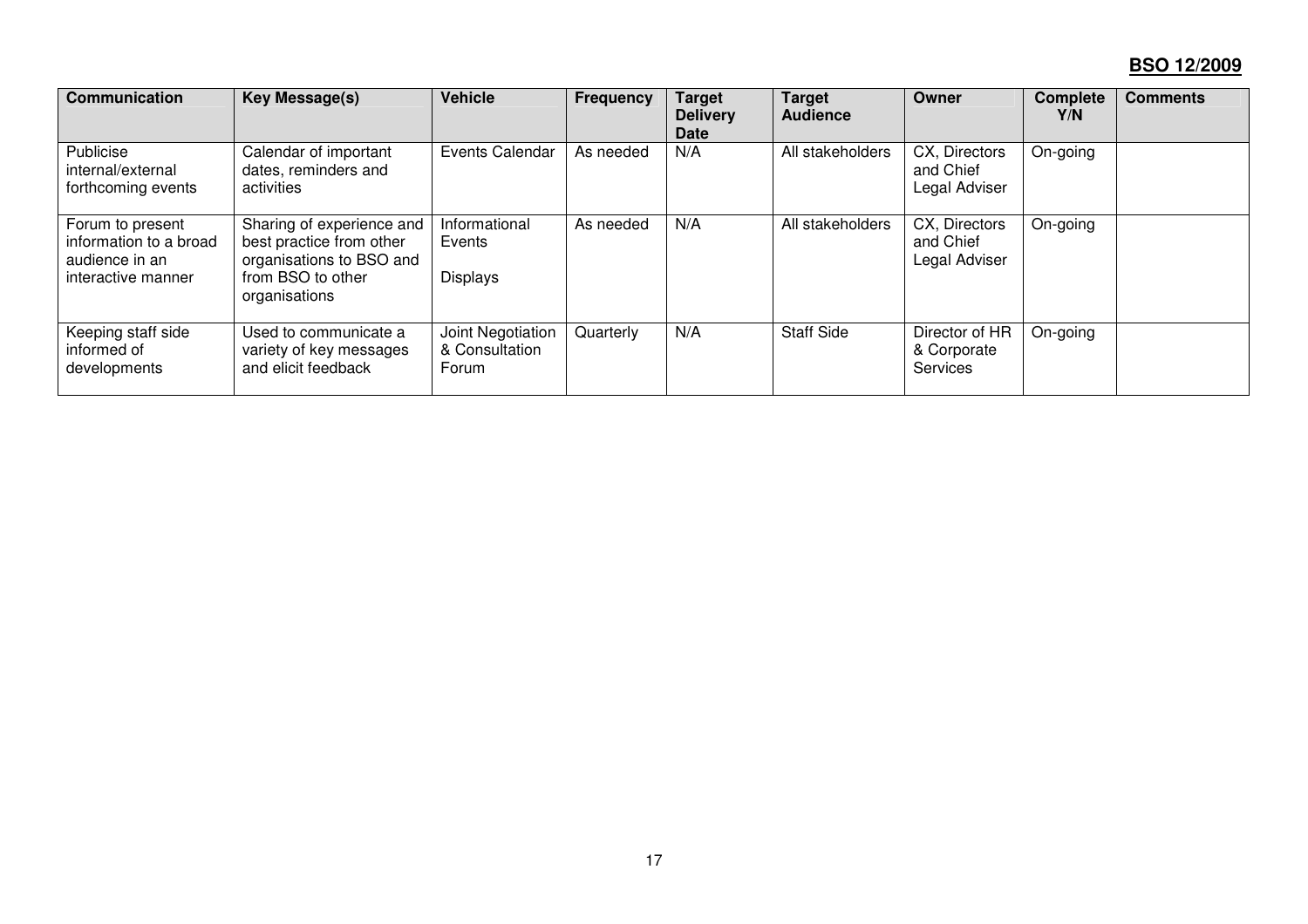**BSO 12/2009**

| Communication | Key Message(s) | Vehicle | Frequency | Target Delivery Date | Target Audience | Owner | Complete Y/N | Comments |
|---|---|---|---|---|---|---|---|---|
| Publicise internal/external forthcoming events | Calendar of important dates, reminders and activities | Events Calendar | As needed | N/A | All stakeholders | CX, Directors and Chief Legal Adviser | On-going | |
| Forum to present information to a broad audience in an interactive manner | Sharing of experience and best practice from other organisations to BSO and from BSO to other organisations | Informational Events<br><br>Displays | As needed | N/A | All stakeholders | CX, Directors and Chief Legal Adviser | On-going | |
| Keeping staff side informed of developments | Used to communicate a variety of key messages and elicit feedback | Joint Negotiation & Consultation Forum | Quarterly | N/A | Staff Side | Director of HR & Corporate Services | On-going | |